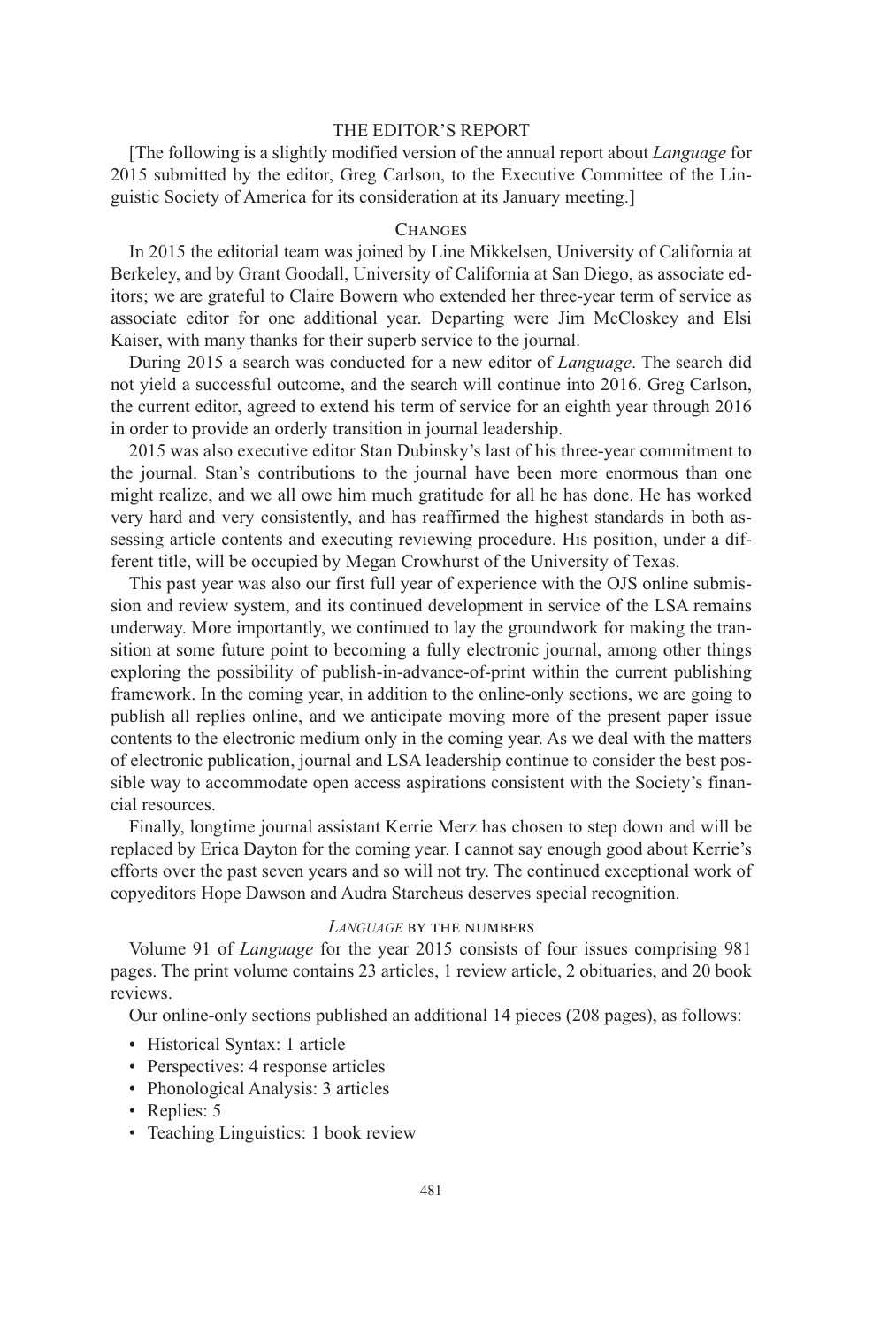# THE EDITOR'S REPORT

[The following is a slightly modified version of the annual report about *Language* for 2015 submitted by the editor, Greg Carlson, to the Executive Committee of the Linguistic Society of America for its consideration at its January meeting.]

## Changes

In 2015 the editorial team was joined by Line Mikkelsen, University of California at Berkeley, and by Grant Goodall, University of California at San Diego, as associate editors; we are grateful to Claire Bowern who extended her three-year term of service as associate editor for one additional year. Departing were Jim McCloskey and Elsi Kaiser, with many thanks for their superb service to the journal.

During 2015 a search was conducted for a new editor of *Language*. The search did not yield a successful outcome, and the search will continue into 2016. Greg Carlson, the current editor, agreed to extend his term of service for an eighth year through 2016 in order to provide an orderly transition in journal leadership.

2015 was also executive editor Stan Dubinsky's last of his three-year commitment to the journal. Stan's contributions to the journal have been more enormous than one might realize, and we all owe him much gratitude for all he has done. He has worked very hard and very consistently, and has reaffirmed the highest standards in both assessing article contents and executing reviewing procedure. His position, under a different title, will be occupied by Megan Crowhurst of the University of Texas.

This past year was also our first full year of experience with the OJS online submission and review system, and its continued development in service of the LSA remains underway. More importantly, we continued to lay the groundwork for making the transition at some future point to becoming a fully electronic journal, among other things exploring the possibility of publish-in-advance-of-print within the current publishing framework. In the coming year, in addition to the online-only sections, we are going to publish all replies online, and we anticipate moving more of the present paper issue contents to the electronic medium only in the coming year. As we deal with the matters of electronic publication, journal and LSA leadership continue to consider the best possible way to accommodate open access aspirations consistent with the Society's financial resources.

Finally, longtime journal assistant Kerrie Merz has chosen to step down and will be replaced by Erica Dayton for the coming year. I cannot say enough good about Kerrie's efforts over the past seven years and so will not try. The continued exceptional work of copyeditors Hope Dawson and Audra Starcheus deserves special recognition.

## *Language* by the numbers

Volume 91 of *Language* for the year 2015 consists of four issues comprising 981 pages. The print volume contains 23 articles, 1 review article, 2 obituaries, and 20 book reviews.

Our online-only sections published an additional 14 pieces (208 pages), as follows:

- Historical Syntax: 1 article
- Perspectives: 4 response articles
- Phonological Analysis: 3 articles
- Replies: 5
- Teaching Linguistics: 1 book review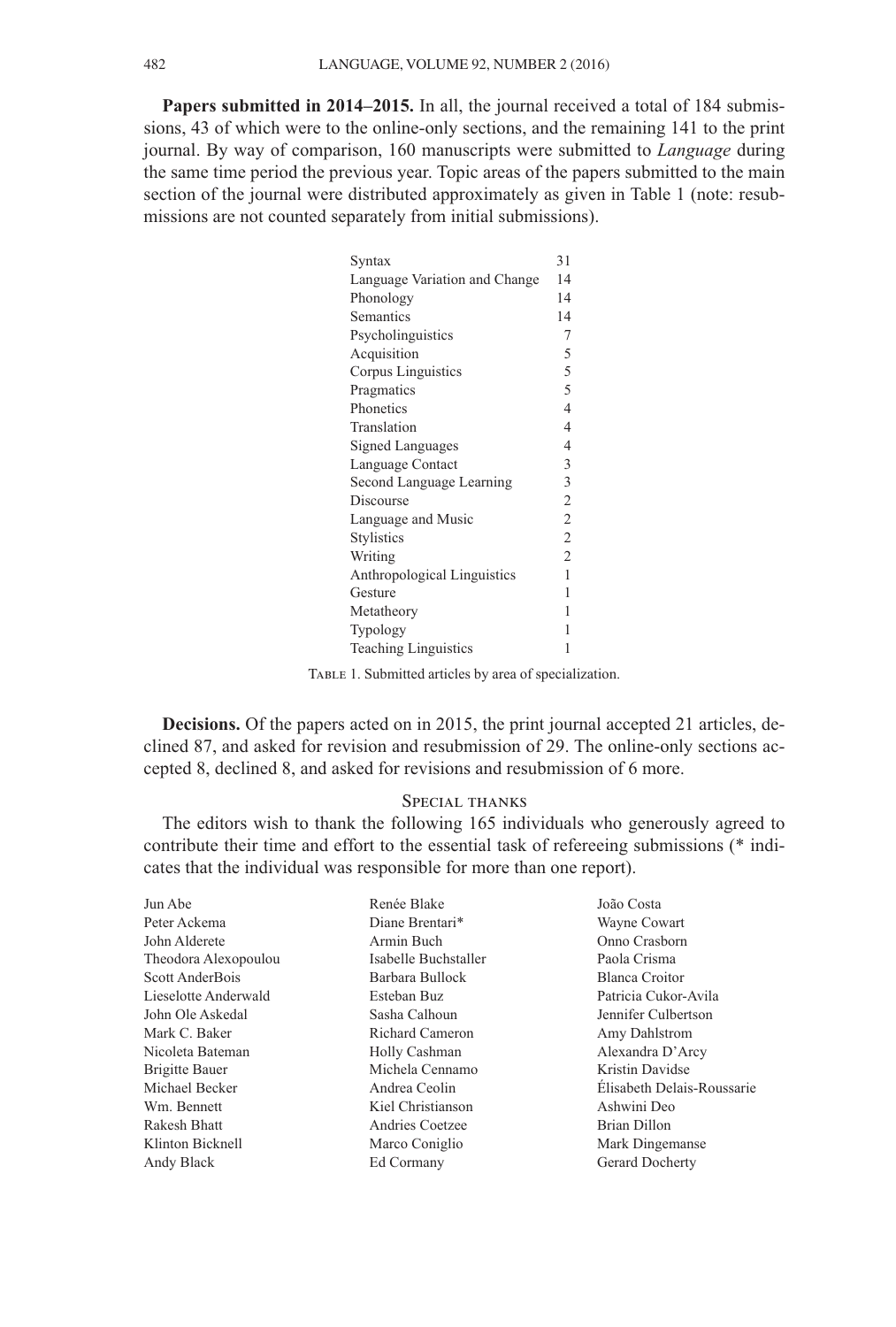**Papers submitted in 2014–2015.** In all, the journal received a total of 184 submissions, 43 of which were to the online-only sections, and the remaining 141 to the print journal. By way of comparison, 160 manuscripts were submitted to *Language* during the same time period the previous year. Topic areas of the papers submitted to the main section of the journal were distributed approximately as given in Table 1 (note: resubmissions are not counted separately from initial submissions).

| | |
|---|---|
| Syntax | 31 |
| Language Variation and Change | 14 |
| Phonology | 14 |
| Semantics | 14 |
| Psycholinguistics | 7 |
| Acquisition | 5 |
| Corpus Linguistics | 5 |
| Pragmatics | 5 |
| Phonetics | 4 |
| Translation | 4 |
| Signed Languages | 4 |
| Language Contact | 3 |
| Second Language Learning | 3 |
| Discourse | 2 |
| Language and Music | 2 |
| Stylistics | 2 |
| Writing | 2 |
| Anthropological Linguistics | 1 |
| Gesture | 1 |
| Metatheory | 1 |
| Typology | 1 |
| Teaching Linguistics | 1 |

Table 1. Submitted articles by area of specialization.

**Decisions.** Of the papers acted on in 2015, the print journal accepted 21 articles, declined 87, and asked for revision and resubmission of 29. The online-only sections accepted 8, declined 8, and asked for revisions and resubmission of 6 more.

## Special thanks

The editors wish to thank the following 165 individuals who generously agreed to contribute their time and effort to the essential task of refereeing submissions (* indicates that the individual was responsible for more than one report).

Jun Abe
Peter Ackema
John Alderete
Theodora Alexopoulou
Scott AnderBois
Lieselotte Anderwald
John Ole Askedal
Mark C. Baker
Nicoleta Bateman
Brigitte Bauer
Michael Becker
Wm. Bennett
Rakesh Bhatt
Klinton Bicknell
Andy Black
Renée Blake
Diane Brentari*
Armin Buch
Isabelle Buchstaller
Barbara Bullock
Esteban Buz
Sasha Calhoun
Richard Cameron
Holly Cashman
Michela Cennamo
Andrea Ceolin
Kiel Christianson
Andries Coetzee
Marco Coniglio
Ed Cormany
João Costa
Wayne Cowart
Onno Crasborn
Paola Crisma
Blanca Croitor
Patricia Cukor-Avila
Jennifer Culbertson
Amy Dahlstrom
Alexandra D'Arcy
Kristin Davidse
Élisabeth Delais-Roussarie
Ashwini Deo
Brian Dillon
Mark Dingemanse
Gerard Docherty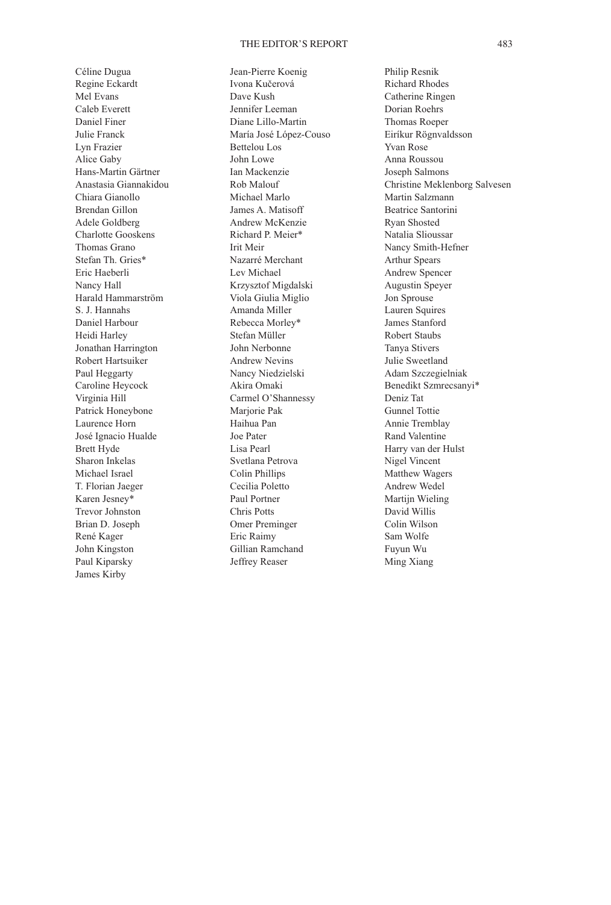Céline Dugua
Regine Eckardt
Mel Evans
Caleb Everett
Daniel Finer
Julie Franck
Lyn Frazier
Alice Gaby
Hans-Martin Gärtner
Anastasia Giannakidou
Chiara Gianollo
Brendan Gillon
Adele Goldberg
Charlotte Gooskens
Thomas Grano
Stefan Th. Gries*
Eric Haeberli
Nancy Hall
Harald Hammarström
S. J. Hannahs
Daniel Harbour
Heidi Harley
Jonathan Harrington
Robert Hartsuiker
Paul Heggarty
Caroline Heycock
Virginia Hill
Patrick Honeybone
Laurence Horn
José Ignacio Hualde
Brett Hyde
Sharon Inkelas
Michael Israel
T. Florian Jaeger
Karen Jesney*
Trevor Johnston
Brian D. Joseph
René Kager
John Kingston
Paul Kiparsky
James Kirby
Jean-Pierre Koenig
Ivona Kučerová
Dave Kush
Jennifer Leeman
Diane Lillo-Martin
María José López-Couso
Bettelou Los
John Lowe
Ian Mackenzie
Rob Malouf
Michael Marlo
James A. Matisoff
Andrew McKenzie
Richard P. Meier*
Irit Meir
Nazarré Merchant
Lev Michael
Krzysztof Migdalski
Viola Giulia Miglio
Amanda Miller
Rebecca Morley*
Stefan Müller
John Nerbonne
Andrew Nevins
Nancy Niedzielski
Akira Omaki
Carmel O'Shannessy
Marjorie Pak
Haihua Pan
Joe Pater
Lisa Pearl
Svetlana Petrova
Colin Phillips
Cecilia Poletto
Paul Portner
Chris Potts
Omer Preminger
Eric Raimy
Gillian Ramchand
Jeffrey Reaser
Philip Resnik
Richard Rhodes
Catherine Ringen
Dorian Roehrs
Thomas Roeper
Eiríkur Rögnvaldsson
Yvan Rose
Anna Roussou
Joseph Salmons
Christine Meklenborg Salvesen
Martin Salzmann
Beatrice Santorini
Ryan Shosted
Natalia Slioussar
Nancy Smith-Hefner
Arthur Spears
Andrew Spencer
Augustin Speyer
Jon Sprouse
Lauren Squires
James Stanford
Robert Staubs
Tanya Stivers
Julie Sweetland
Adam Szczegielniak
Benedikt Szmrecsanyi*
Deniz Tat
Gunnel Tottie
Annie Tremblay
Rand Valentine
Harry van der Hulst
Nigel Vincent
Matthew Wagers
Andrew Wedel
Martijn Wieling
David Willis
Colin Wilson
Sam Wolfe
Fuyun Wu
Ming Xiang